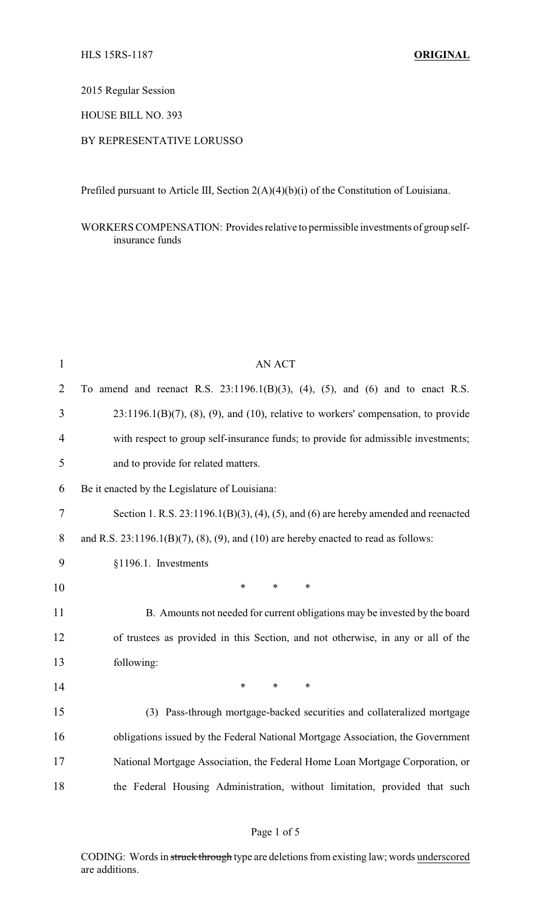2015 Regular Session

HOUSE BILL NO. 393

BY REPRESENTATIVE LORUSSO

Prefiled pursuant to Article III, Section 2(A)(4)(b)(i) of the Constitution of Louisiana.

WORKERS COMPENSATION: Provides relative to permissible investments of group self-insurance funds

AN ACT

To amend and reenact R.S. 23:1196.1(B)(3), (4), (5), and (6) and to enact R.S. 23:1196.1(B)(7), (8), (9), and (10), relative to workers' compensation, to provide with respect to group self-insurance funds; to provide for admissible investments; and to provide for related matters.

Be it enacted by the Legislature of Louisiana:

Section 1. R.S. 23:1196.1(B)(3), (4), (5), and (6) are hereby amended and reenacted and R.S. 23:1196.1(B)(7), (8), (9), and (10) are hereby enacted to read as follows:

§1196.1. Investments

\* \* \*

B. Amounts not needed for current obligations may be invested by the board of trustees as provided in this Section, and not otherwise, in any or all of the following:

\* \* \*

(3) Pass-through mortgage-backed securities and collateralized mortgage obligations issued by the Federal National Mortgage Association, the Government National Mortgage Association, the Federal Home Loan Mortgage Corporation, or the Federal Housing Administration, without limitation, provided that such

CODING: Words in ~~struck through~~ type are deletions from existing law; words <u>underscored</u> are additions.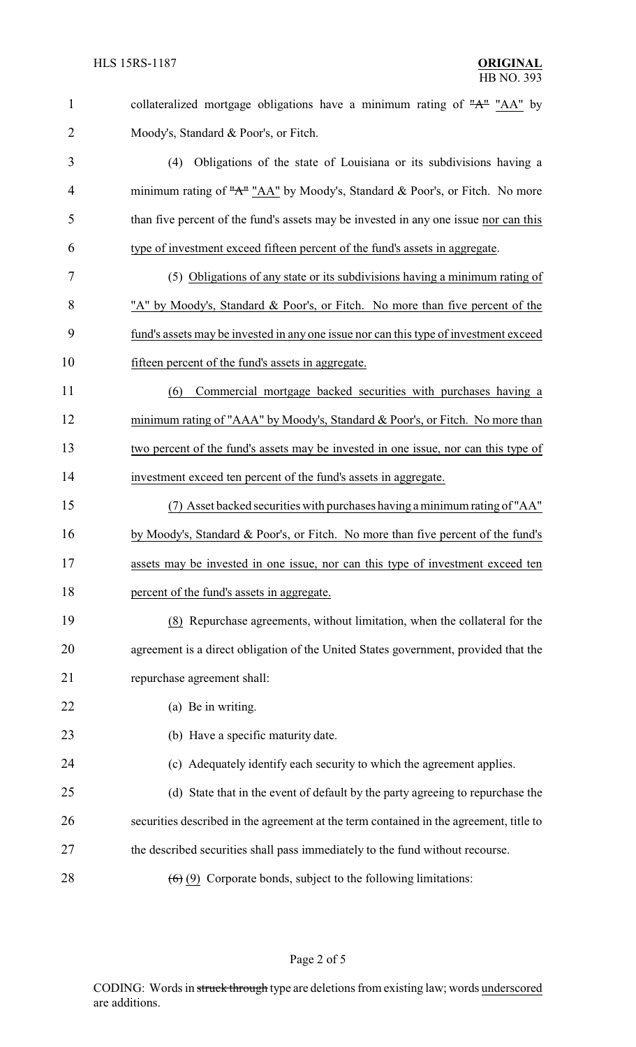collateralized mortgage obligations have a minimum rating of ~~"A"~~ "AA" by Moody's, Standard & Poor's, or Fitch.

(4) Obligations of the state of Louisiana or its subdivisions having a minimum rating of ~~"A"~~ "AA" by Moody's, Standard & Poor's, or Fitch. No more than five percent of the fund's assets may be invested in any one issue nor can this type of investment exceed fifteen percent of the fund's assets in aggregate.

(5) Obligations of any state or its subdivisions having a minimum rating of "A" by Moody's, Standard & Poor's, or Fitch. No more than five percent of the fund's assets may be invested in any one issue nor can this type of investment exceed fifteen percent of the fund's assets in aggregate.

(6) Commercial mortgage backed securities with purchases having a minimum rating of "AAA" by Moody's, Standard & Poor's, or Fitch. No more than two percent of the fund's assets may be invested in one issue, nor can this type of investment exceed ten percent of the fund's assets in aggregate.

(7) Asset backed securities with purchases having a minimum rating of "AA" by Moody's, Standard & Poor's, or Fitch. No more than five percent of the fund's assets may be invested in one issue, nor can this type of investment exceed ten percent of the fund's assets in aggregate.

(8) Repurchase agreements, without limitation, when the collateral for the agreement is a direct obligation of the United States government, provided that the repurchase agreement shall:

(a) Be in writing.

(b) Have a specific maturity date.

(c) Adequately identify each security to which the agreement applies.

(d) State that in the event of default by the party agreeing to repurchase the securities described in the agreement at the term contained in the agreement, title to the described securities shall pass immediately to the fund without recourse.

~~(6)~~ (9) Corporate bonds, subject to the following limitations: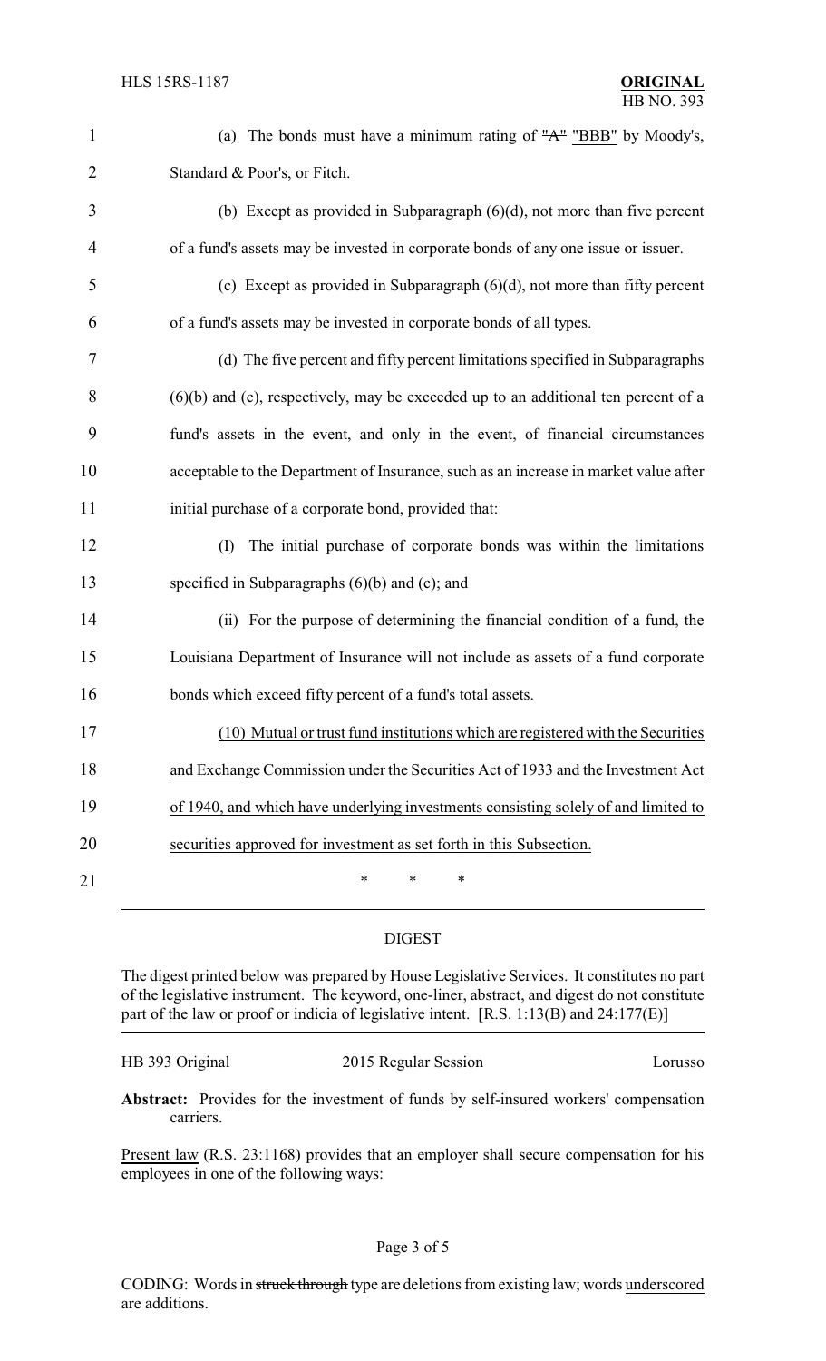(a) The bonds must have a minimum rating of ~~"A"~~ "BBB" by Moody's, Standard & Poor's, or Fitch.

(b) Except as provided in Subparagraph (6)(d), not more than five percent of a fund's assets may be invested in corporate bonds of any one issue or issuer.

(c) Except as provided in Subparagraph (6)(d), not more than fifty percent of a fund's assets may be invested in corporate bonds of all types.

(d) The five percent and fifty percent limitations specified in Subparagraphs (6)(b) and (c), respectively, may be exceeded up to an additional ten percent of a fund's assets in the event, and only in the event, of financial circumstances acceptable to the Department of Insurance, such as an increase in market value after initial purchase of a corporate bond, provided that:

(I) The initial purchase of corporate bonds was within the limitations specified in Subparagraphs (6)(b) and (c); and

(ii) For the purpose of determining the financial condition of a fund, the Louisiana Department of Insurance will not include as assets of a fund corporate bonds which exceed fifty percent of a fund's total assets.

<u>(10) Mutual or trust fund institutions which are registered with the Securities and Exchange Commission under the Securities Act of 1933 and the Investment Act of 1940, and which have underlying investments consisting solely of and limited to securities approved for investment as set forth in this Subsection.</u>

\* \* \*

## DIGEST

The digest printed below was prepared by House Legislative Services. It constitutes no part of the legislative instrument. The keyword, one-liner, abstract, and digest do not constitute part of the law or proof or indicia of legislative intent. [R.S. 1:13(B) and 24:177(E)]

HB 393 Original — 2015 Regular Session — Lorusso

**Abstract:** Provides for the investment of funds by self-insured workers' compensation carriers.

<u>Present law</u> (R.S. 23:1168) provides that an employer shall secure compensation for his employees in one of the following ways:

CODING: Words in ~~struck through~~ type are deletions from existing law; words <u>underscored</u> are additions.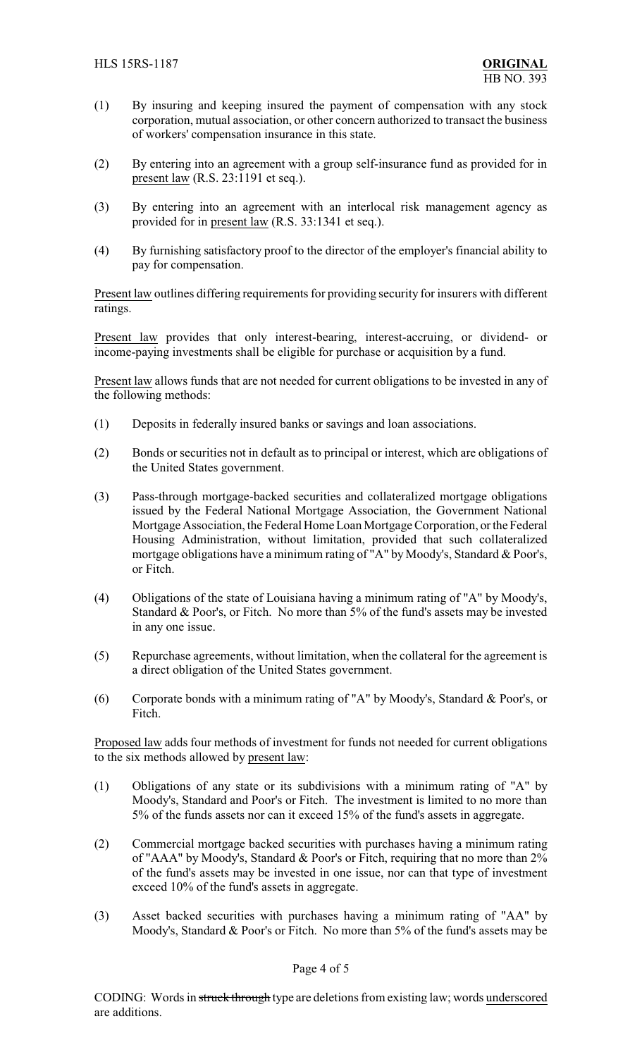(1) By insuring and keeping insured the payment of compensation with any stock corporation, mutual association, or other concern authorized to transact the business of workers' compensation insurance in this state.

(2) By entering into an agreement with a group self-insurance fund as provided for in present law (R.S. 23:1191 et seq.).

(3) By entering into an agreement with an interlocal risk management agency as provided for in present law (R.S. 33:1341 et seq.).

(4) By furnishing satisfactory proof to the director of the employer's financial ability to pay for compensation.

Present law outlines differing requirements for providing security for insurers with different ratings.

Present law provides that only interest-bearing, interest-accruing, or dividend- or income-paying investments shall be eligible for purchase or acquisition by a fund.

Present law allows funds that are not needed for current obligations to be invested in any of the following methods:

(1) Deposits in federally insured banks or savings and loan associations.

(2) Bonds or securities not in default as to principal or interest, which are obligations of the United States government.

(3) Pass-through mortgage-backed securities and collateralized mortgage obligations issued by the Federal National Mortgage Association, the Government National Mortgage Association, the Federal Home Loan Mortgage Corporation, or the Federal Housing Administration, without limitation, provided that such collateralized mortgage obligations have a minimum rating of "A" by Moody's, Standard & Poor's, or Fitch.

(4) Obligations of the state of Louisiana having a minimum rating of "A" by Moody's, Standard & Poor's, or Fitch. No more than 5% of the fund's assets may be invested in any one issue.

(5) Repurchase agreements, without limitation, when the collateral for the agreement is a direct obligation of the United States government.

(6) Corporate bonds with a minimum rating of "A" by Moody's, Standard & Poor's, or Fitch.

Proposed law adds four methods of investment for funds not needed for current obligations to the six methods allowed by present law:

(1) Obligations of any state or its subdivisions with a minimum rating of "A" by Moody's, Standard and Poor's or Fitch. The investment is limited to no more than 5% of the funds assets nor can it exceed 15% of the fund's assets in aggregate.

(2) Commercial mortgage backed securities with purchases having a minimum rating of "AAA" by Moody's, Standard & Poor's or Fitch, requiring that no more than 2% of the fund's assets may be invested in one issue, nor can that type of investment exceed 10% of the fund's assets in aggregate.

(3) Asset backed securities with purchases having a minimum rating of "AA" by Moody's, Standard & Poor's or Fitch. No more than 5% of the fund's assets may be

CODING: Words in ~~struck through~~ type are deletions from existing law; words underscored are additions.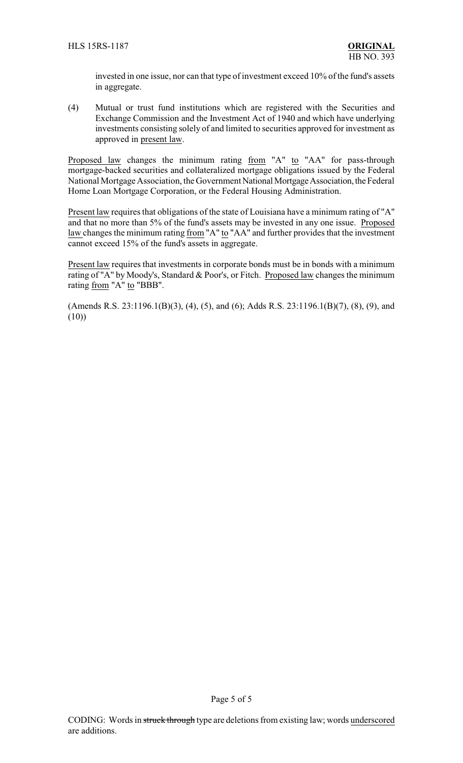invested in one issue, nor can that type of investment exceed 10% of the fund's assets in aggregate.

(4) Mutual or trust fund institutions which are registered with the Securities and Exchange Commission and the Investment Act of 1940 and which have underlying investments consisting solely of and limited to securities approved for investment as approved in present law.

Proposed law changes the minimum rating from "A" to "AA" for pass-through mortgage-backed securities and collateralized mortgage obligations issued by the Federal National Mortgage Association, the Government National Mortgage Association, the Federal Home Loan Mortgage Corporation, or the Federal Housing Administration.

Present law requires that obligations of the state of Louisiana have a minimum rating of "A" and that no more than 5% of the fund's assets may be invested in any one issue. Proposed law changes the minimum rating from "A" to "AA" and further provides that the investment cannot exceed 15% of the fund's assets in aggregate.

Present law requires that investments in corporate bonds must be in bonds with a minimum rating of "A" by Moody's, Standard & Poor's, or Fitch. Proposed law changes the minimum rating from "A" to "BBB".

(Amends R.S. 23:1196.1(B)(3), (4), (5), and (6); Adds R.S. 23:1196.1(B)(7), (8), (9), and (10))